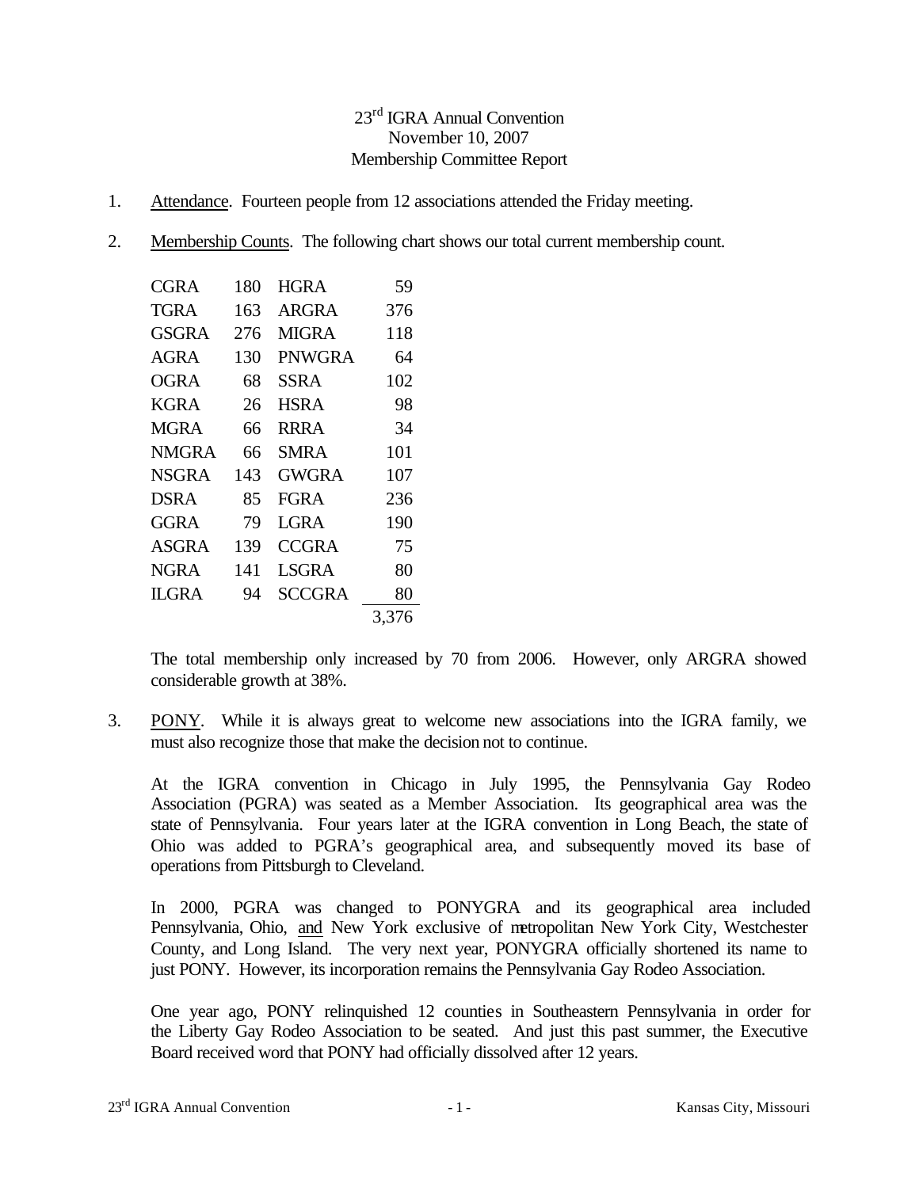23rd IGRA Annual Convention
November 10, 2007
Membership Committee Report

1. Attendance. Fourteen people from 12 associations attended the Friday meeting.

2. Membership Counts. The following chart shows our total current membership count.

| | | | |
|---|---|---|---|
| CGRA | 180 | HGRA | 59 |
| TGRA | 163 | ARGRA | 376 |
| GSGRA | 276 | MIGRA | 118 |
| AGRA | 130 | PNWGRA | 64 |
| OGRA | 68 | SSRA | 102 |
| KGRA | 26 | HSRA | 98 |
| MGRA | 66 | RRRA | 34 |
| NMGRA | 66 | SMRA | 101 |
| NSGRA | 143 | GWGRA | 107 |
| DSRA | 85 | FGRA | 236 |
| GGRA | 79 | LGRA | 190 |
| ASGRA | 139 | CCGRA | 75 |
| NGRA | 141 | LSGRA | 80 |
| ILGRA | 94 | SCCGRA | 80 |
| | | | 3,376 |

The total membership only increased by 70 from 2006. However, only ARGRA showed considerable growth at 38%.

3. PONY. While it is always great to welcome new associations into the IGRA family, we must also recognize those that make the decision not to continue.

At the IGRA convention in Chicago in July 1995, the Pennsylvania Gay Rodeo Association (PGRA) was seated as a Member Association. Its geographical area was the state of Pennsylvania. Four years later at the IGRA convention in Long Beach, the state of Ohio was added to PGRA's geographical area, and subsequently moved its base of operations from Pittsburgh to Cleveland.

In 2000, PGRA was changed to PONYGRA and its geographical area included Pennsylvania, Ohio, and New York exclusive of metropolitan New York City, Westchester County, and Long Island. The very next year, PONYGRA officially shortened its name to just PONY. However, its incorporation remains the Pennsylvania Gay Rodeo Association.

One year ago, PONY relinquished 12 counties in Southeastern Pennsylvania in order for the Liberty Gay Rodeo Association to be seated. And just this past summer, the Executive Board received word that PONY had officially dissolved after 12 years.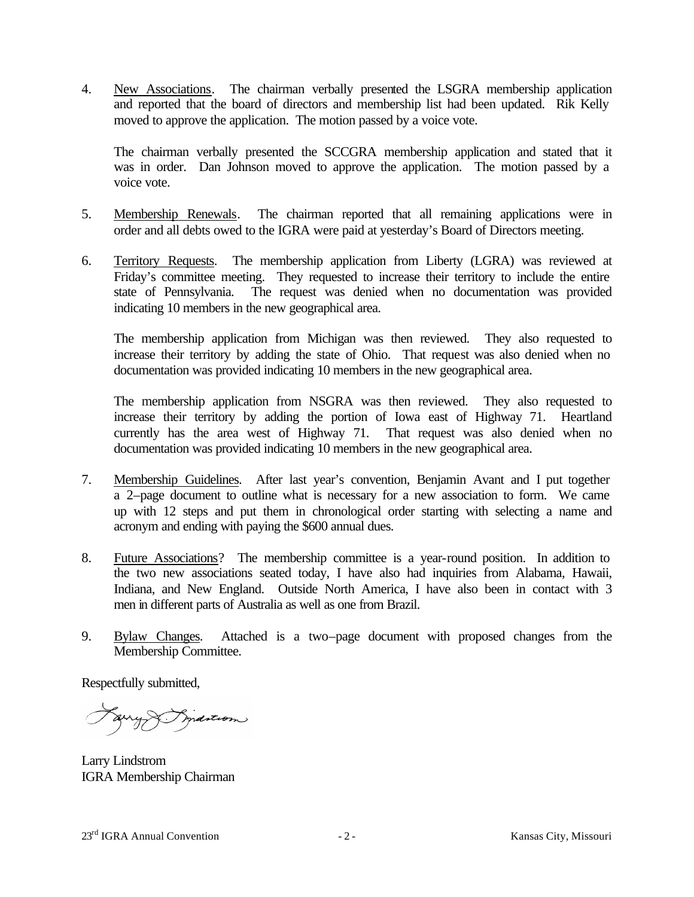4. <u>New Associations</u>. The chairman verbally presented the LSGRA membership application and reported that the board of directors and membership list had been updated. Rik Kelly moved to approve the application. The motion passed by a voice vote.

   The chairman verbally presented the SCCGRA membership application and stated that it was in order. Dan Johnson moved to approve the application. The motion passed by a voice vote.

5. <u>Membership Renewals</u>. The chairman reported that all remaining applications were in order and all debts owed to the IGRA were paid at yesterday's Board of Directors meeting.

6. <u>Territory Requests</u>. The membership application from Liberty (LGRA) was reviewed at Friday's committee meeting. They requested to increase their territory to include the entire state of Pennsylvania. The request was denied when no documentation was provided indicating 10 members in the new geographical area.

   The membership application from Michigan was then reviewed. They also requested to increase their territory by adding the state of Ohio. That request was also denied when no documentation was provided indicating 10 members in the new geographical area.

   The membership application from NSGRA was then reviewed. They also requested to increase their territory by adding the portion of Iowa east of Highway 71. Heartland currently has the area west of Highway 71. That request was also denied when no documentation was provided indicating 10 members in the new geographical area.

7. <u>Membership Guidelines</u>. After last year's convention, Benjamin Avant and I put together a 2–page document to outline what is necessary for a new association to form. We came up with 12 steps and put them in chronological order starting with selecting a name and acronym and ending with paying the $600 annual dues.

8. <u>Future Associations</u>? The membership committee is a year-round position. In addition to the two new associations seated today, I have also had inquiries from Alabama, Hawaii, Indiana, and New England. Outside North America, I have also been in contact with 3 men in different parts of Australia as well as one from Brazil.

9. <u>Bylaw Changes</u>. Attached is a two–page document with proposed changes from the Membership Committee.

Respectfully submitted,

Larry Lindstrom
IGRA Membership Chairman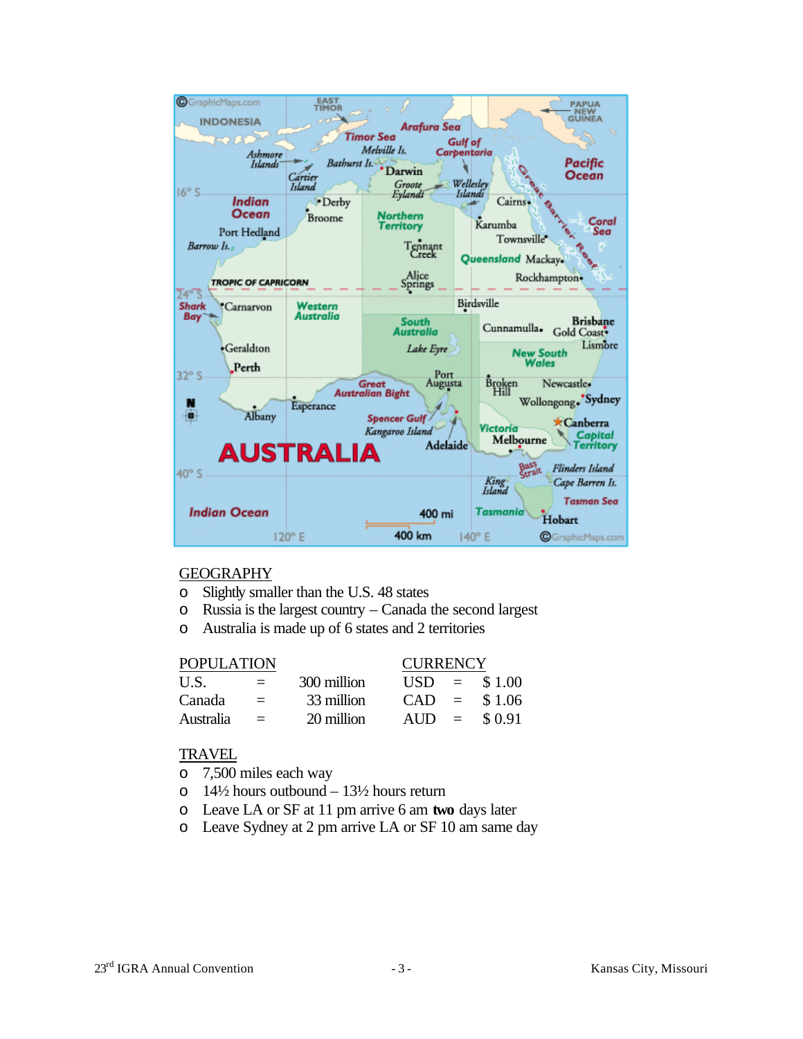## GEOGRAPHY

- Slightly smaller than the U.S. 48 states
- Russia is the largest country – Canada the second largest
- Australia is made up of 6 states and 2 territories

| POPULATION | | | CURRENCY | | |
|---|---|---|---|---|---|
| U.S. | = | 300 million | USD | = | $ 1.00 |
| Canada | = | 33 million | CAD | = | $ 1.06 |
| Australia | = | 20 million | AUD | = | $ 0.91 |

## TRAVEL

- 7,500 miles each way
- 14½ hours outbound – 13½ hours return
- Leave LA or SF at 11 pm arrive 6 am **two** days later
- Leave Sydney at 2 pm arrive LA or SF 10 am same day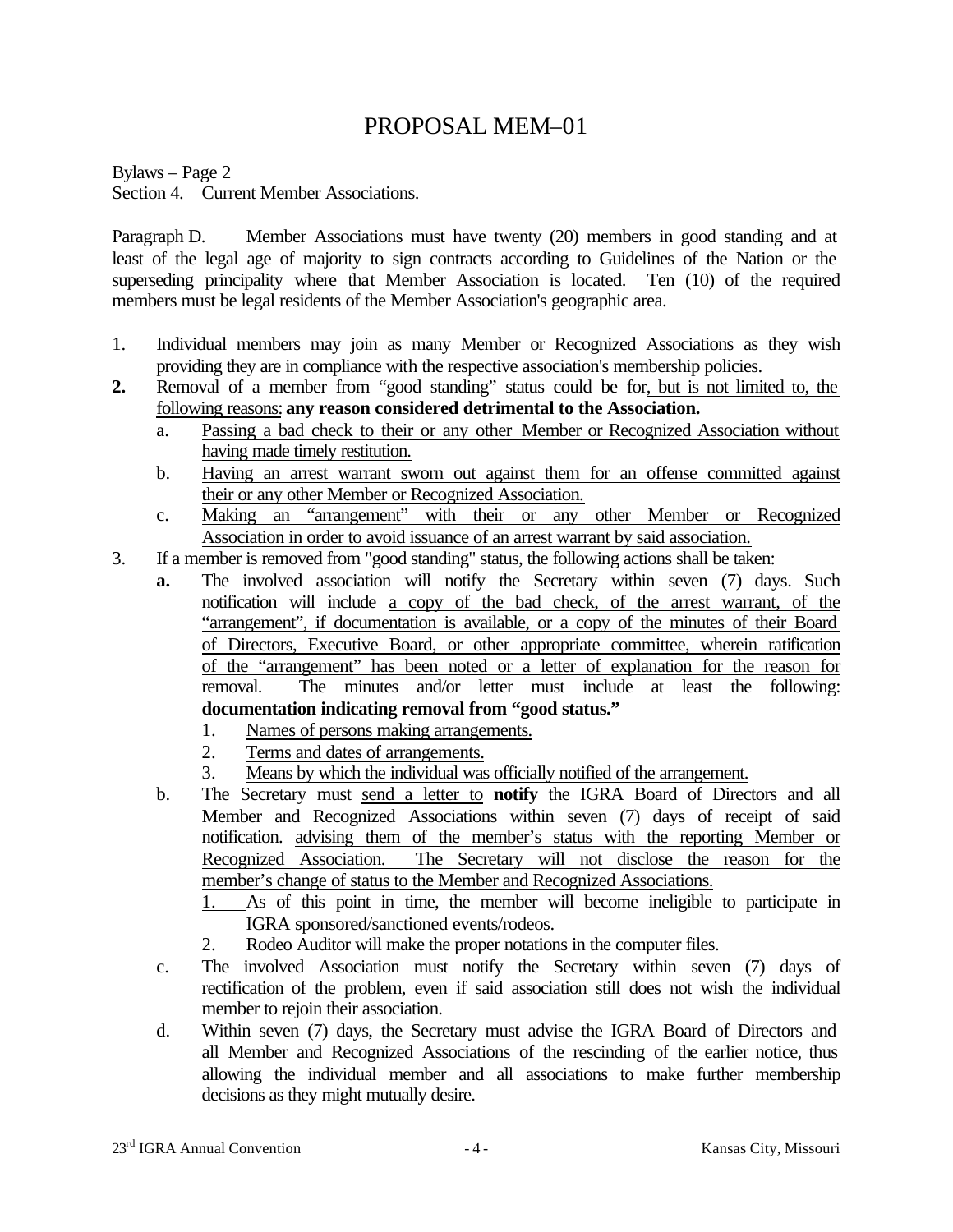# PROPOSAL MEM–01

Bylaws – Page 2
Section 4. Current Member Associations.

Paragraph D. Member Associations must have twenty (20) members in good standing and at least of the legal age of majority to sign contracts according to Guidelines of the Nation or the superseding principality where that Member Association is located. Ten (10) of the required members must be legal residents of the Member Association's geographic area.

1. Individual members may join as many Member or Recognized Associations as they wish providing they are in compliance with the respective association's membership policies.
2. Removal of a member from "good standing" status could be for, but is not limited to, the following reasons: **any reason considered detrimental to the Association.**
   a. Passing a bad check to their or any other Member or Recognized Association without having made timely restitution.
   b. Having an arrest warrant sworn out against them for an offense committed against their or any other Member or Recognized Association.
   c. Making an "arrangement" with their or any other Member or Recognized Association in order to avoid issuance of an arrest warrant by said association.
3. If a member is removed from "good standing" status, the following actions shall be taken:
   a. The involved association will notify the Secretary within seven (7) days. Such notification will include a copy of the bad check, of the arrest warrant, of the "arrangement", if documentation is available, or a copy of the minutes of their Board of Directors, Executive Board, or other appropriate committee, wherein ratification of the "arrangement" has been noted or a letter of explanation for the reason for removal. The minutes and/or letter must include at least the following: **documentation indicating removal from "good status."**
      1. Names of persons making arrangements.
      2. Terms and dates of arrangements.
      3. Means by which the individual was officially notified of the arrangement.
   b. The Secretary must send a letter to **notify** the IGRA Board of Directors and all Member and Recognized Associations within seven (7) days of receipt of said notification. advising them of the member's status with the reporting Member or Recognized Association. The Secretary will not disclose the reason for the member's change of status to the Member and Recognized Associations.
      1. As of this point in time, the member will become ineligible to participate in IGRA sponsored/sanctioned events/rodeos.
      2. Rodeo Auditor will make the proper notations in the computer files.
   c. The involved Association must notify the Secretary within seven (7) days of rectification of the problem, even if said association still does not wish the individual member to rejoin their association.
   d. Within seven (7) days, the Secretary must advise the IGRA Board of Directors and all Member and Recognized Associations of the rescinding of the earlier notice, thus allowing the individual member and all associations to make further membership decisions as they might mutually desire.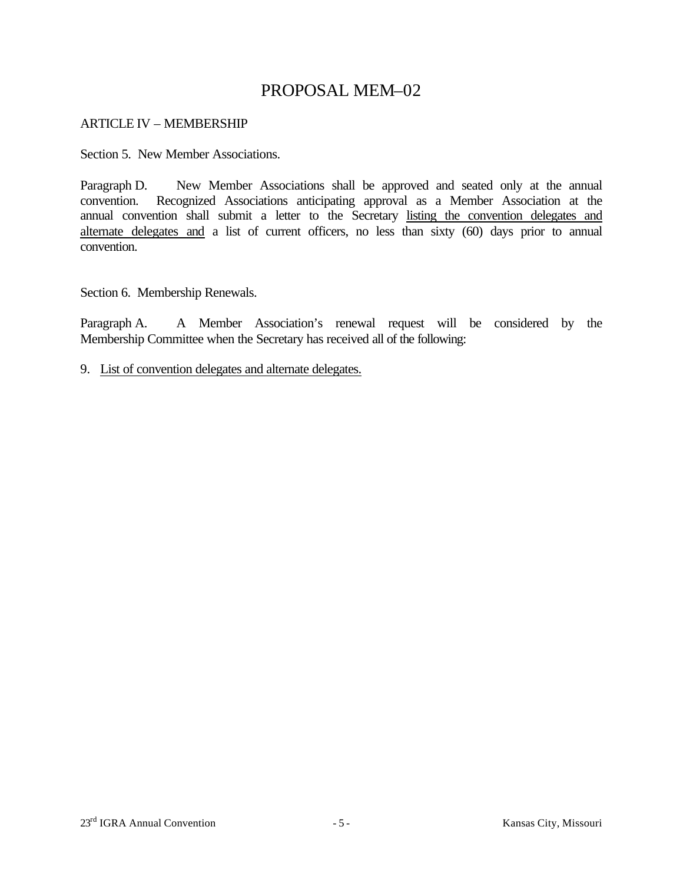# PROPOSAL MEM–02

ARTICLE IV – MEMBERSHIP

Section 5. New Member Associations.

Paragraph D. New Member Associations shall be approved and seated only at the annual convention. Recognized Associations anticipating approval as a Member Association at the annual convention shall submit a letter to the Secretary <u>listing the convention delegates and alternate delegates and</u> a list of current officers, no less than sixty (60) days prior to annual convention.

Section 6. Membership Renewals.

Paragraph A. A Member Association's renewal request will be considered by the Membership Committee when the Secretary has received all of the following:

9. <u>List of convention delegates and alternate delegates.</u>